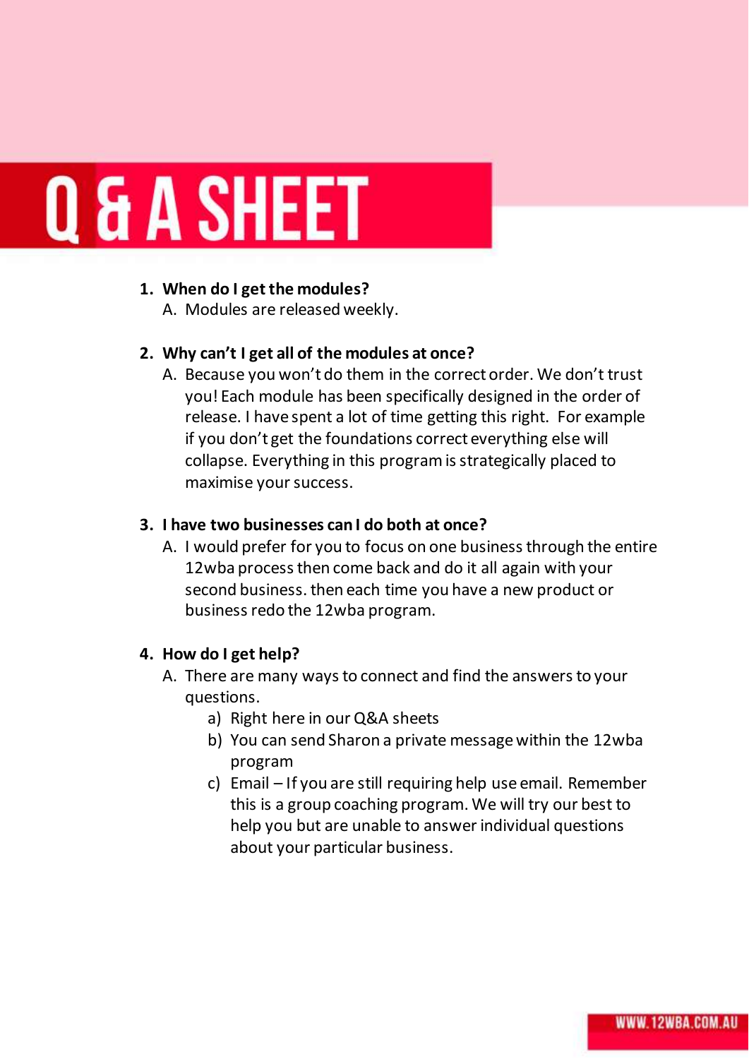# Q & A SHEET

1. **When do I get the modules?**
   A. Modules are released weekly.

2. **Why can't I get all of the modules at once?**
   A. Because you won't do them in the correct order. We don't trust you! Each module has been specifically designed in the order of release. I have spent a lot of time getting this right. For example if you don't get the foundations correct everything else will collapse. Everything in this program is strategically placed to maximise your success.

3. **I have two businesses can I do both at once?**
   A. I would prefer for you to focus on one business through the entire 12wba process then come back and do it all again with your second business. then each time you have a new product or business redo the 12wba program.

4. **How do I get help?**
   A. There are many ways to connect and find the answers to your questions.
      a) Right here in our Q&A sheets
      b) You can send Sharon a private message within the 12wba program
      c) Email – If you are still requiring help use email. Remember this is a group coaching program. We will try our best to help you but are unable to answer individual questions about your particular business.

WWW.12WBA.COM.AU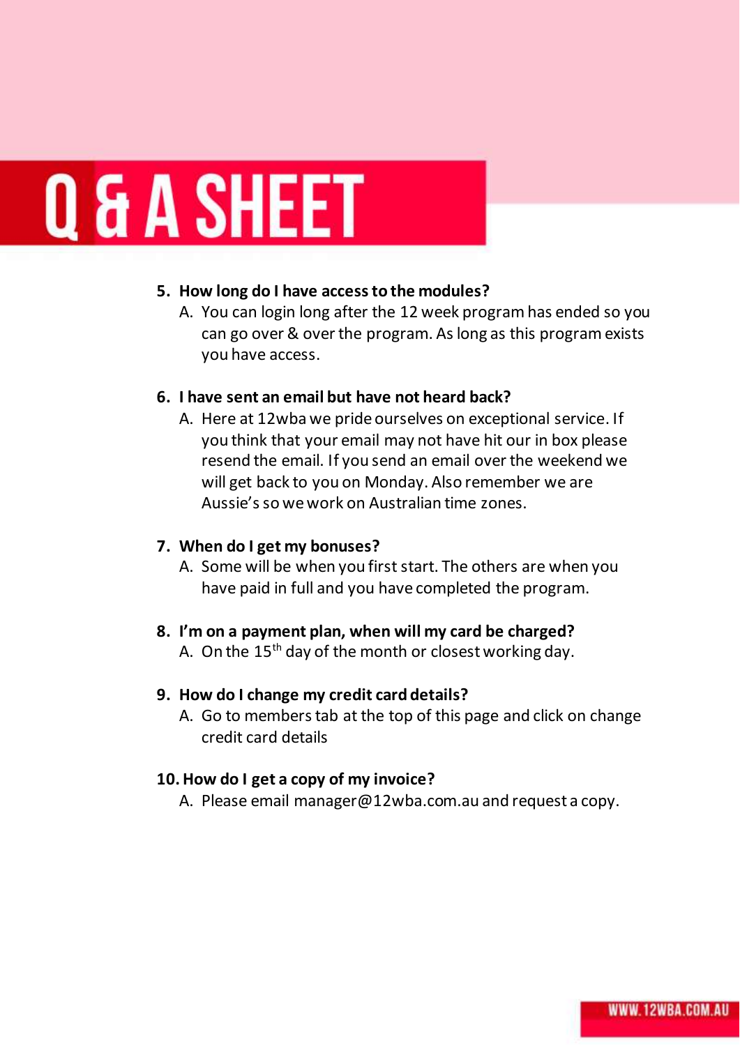# Q & A SHEET

5. **How long do I have access to the modules?**
   A. You can login long after the 12 week program has ended so you can go over & over the program. As long as this program exists you have access.

6. **I have sent an email but have not heard back?**
   A. Here at 12wba we pride ourselves on exceptional service. If you think that your email may not have hit our in box please resend the email. If you send an email over the weekend we will get back to you on Monday. Also remember we are Aussie's so we work on Australian time zones.

7. **When do I get my bonuses?**
   A. Some will be when you first start. The others are when you have paid in full and you have completed the program.

8. **I'm on a payment plan, when will my card be charged?**
   A. On the 15th day of the month or closest working day.

9. **How do I change my credit card details?**
   A. Go to members tab at the top of this page and click on change credit card details

10. **How do I get a copy of my invoice?**
    A. Please email manager@12wba.com.au and request a copy.

WWW.12WBA.COM.AU